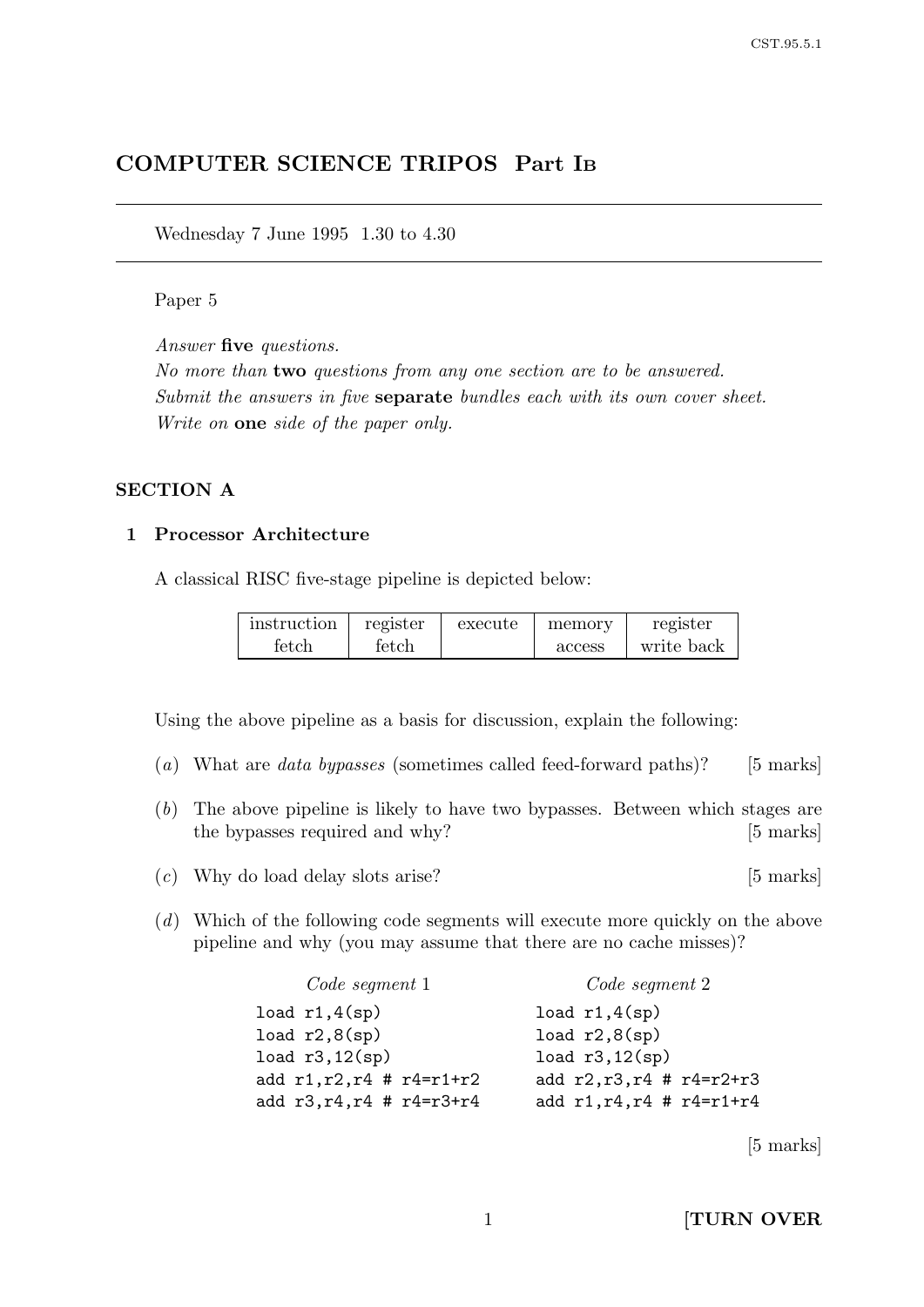# COMPUTER SCIENCE TRIPOS Part IB

Wednesday 7 June 1995 1.30 to 4.30

Paper 5

*Answer* **five** *questions.*
*No more than* **two** *questions from any one section are to be answered.*
*Submit the answers in five* **separate** *bundles each with its own cover sheet.*
*Write on* **one** *side of the paper only.*

## SECTION A

### 1 Processor Architecture

A classical RISC five-stage pipeline is depicted below:

| | | | | |
|---|---|---|---|---|
| instruction fetch | register fetch | execute | memory access | register write back |

Using the above pipeline as a basis for discussion, explain the following:

(*a*) What are *data bypasses* (sometimes called feed-forward paths)? [5 marks]

(*b*) The above pipeline is likely to have two bypasses. Between which stages are the bypasses required and why? [5 marks]

(*c*) Why do load delay slots arise? [5 marks]

(*d*) Which of the following code segments will execute more quickly on the above pipeline and why (you may assume that there are no cache misses)?

*Code segment* 1

```
load r1,4(sp)
load r2,8(sp)
load r3,12(sp)
add r1,r2,r4 # r4=r1+r2
add r3,r4,r4 # r4=r3+r4
```

*Code segment* 2

```
load r1,4(sp)
load r2,8(sp)
load r3,12(sp)
add r2,r3,r4 # r4=r2+r3
add r1,r4,r4 # r4=r1+r4
```

[5 marks]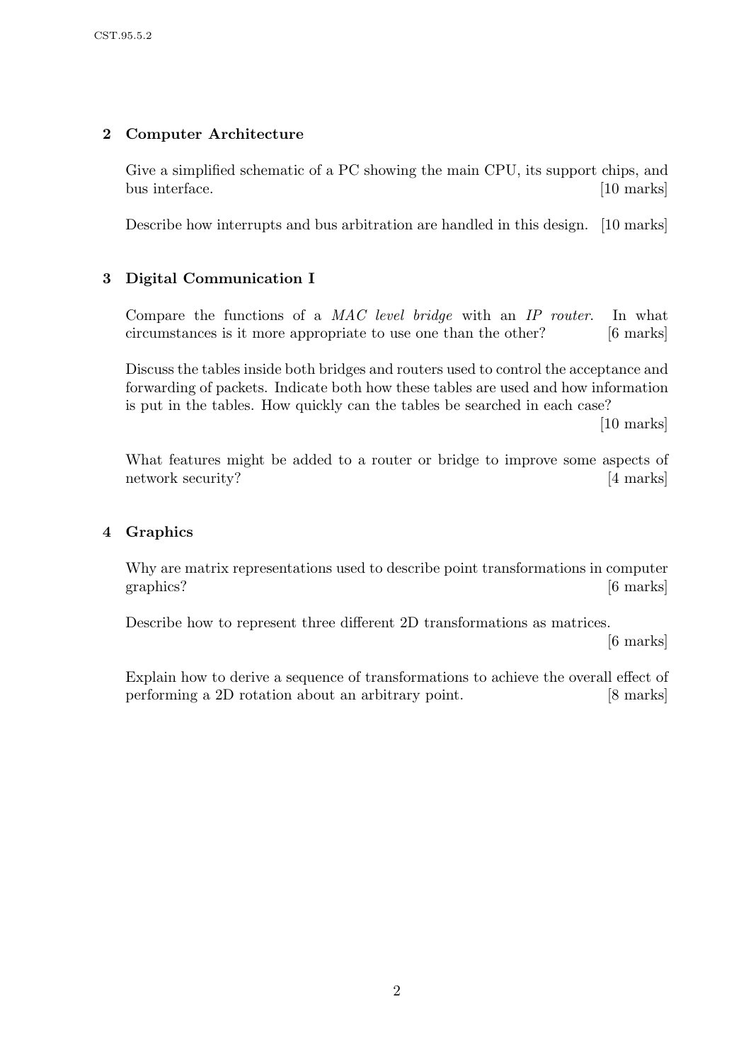## 2 Computer Architecture

Give a simplified schematic of a PC showing the main CPU, its support chips, and bus interface. [10 marks]

Describe how interrupts and bus arbitration are handled in this design. [10 marks]

## 3 Digital Communication I

Compare the functions of a *MAC level bridge* with an *IP router*. In what circumstances is it more appropriate to use one than the other? [6 marks]

Discuss the tables inside both bridges and routers used to control the acceptance and forwarding of packets. Indicate both how these tables are used and how information is put in the tables. How quickly can the tables be searched in each case? [10 marks]

What features might be added to a router or bridge to improve some aspects of network security? [4 marks]

## 4 Graphics

Why are matrix representations used to describe point transformations in computer graphics? [6 marks]

Describe how to represent three different 2D transformations as matrices. [6 marks]

Explain how to derive a sequence of transformations to achieve the overall effect of performing a 2D rotation about an arbitrary point. [8 marks]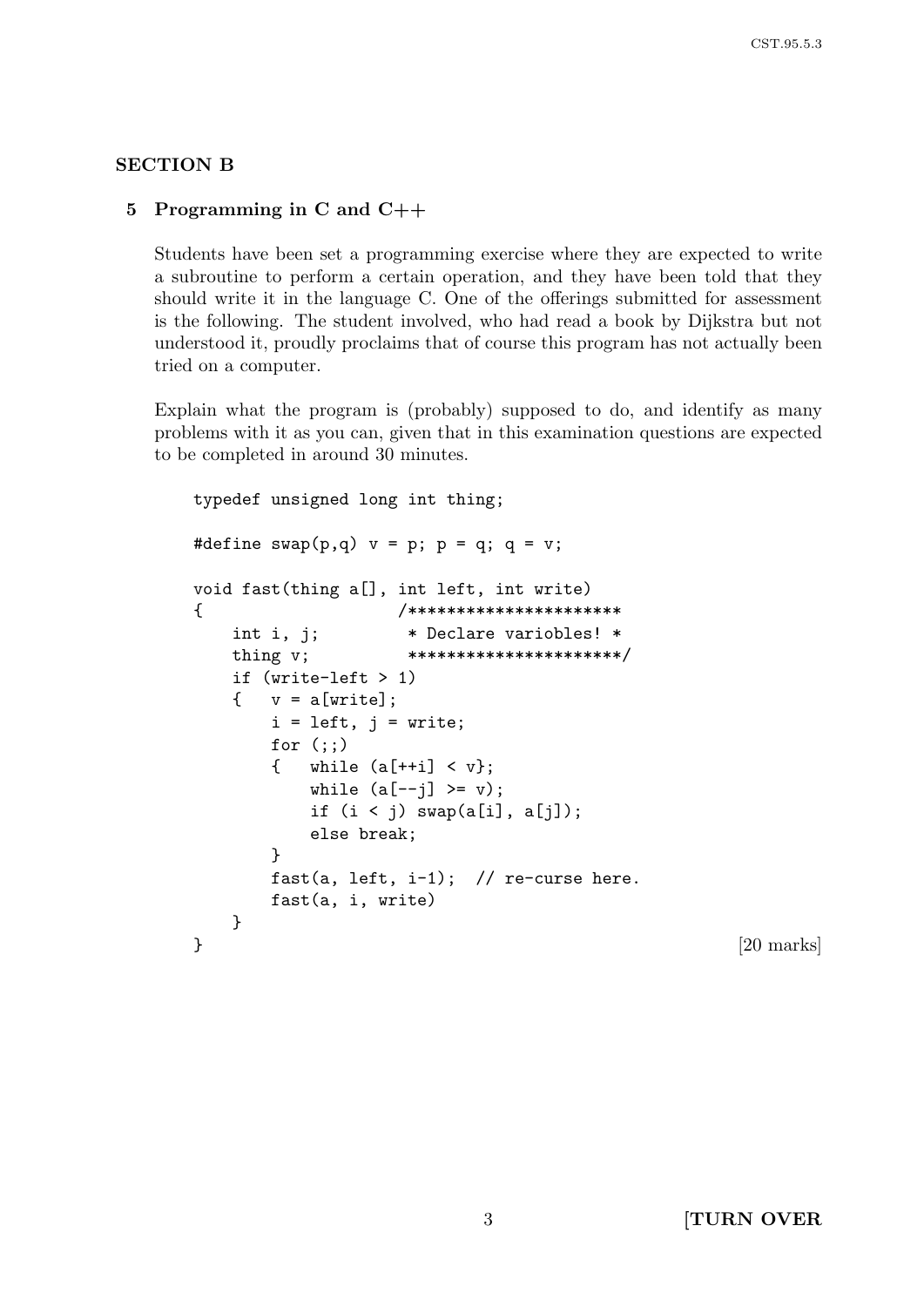## SECTION B

### 5 Programming in C and C++

Students have been set a programming exercise where they are expected to write a subroutine to perform a certain operation, and they have been told that they should write it in the language C. One of the offerings submitted for assessment is the following. The student involved, who had read a book by Dijkstra but not understood it, proudly proclaims that of course this program has not actually been tried on a computer.

Explain what the program is (probably) supposed to do, and identify as many problems with it as you can, given that in this examination questions are expected to be completed in around 30 minutes.

```
typedef unsigned long int thing;

#define swap(p,q) v = p; p = q; q = v;

void fast(thing a[], int left, int write)
{                   /**********************
    int i, j;        * Declare variobles! *
    thing v;         **********************/
    if (write-left > 1)
    {   v = a[write];
        i = left, j = write;
        for (;;)
        {   while (a[++i] < v};
            while (a[--j] >= v);
            if (i < j) swap(a[i], a[j]);
            else break;
        }
        fast(a, left, i-1);  // re-curse here.
        fast(a, i, write)
    }
}
```

[20 marks]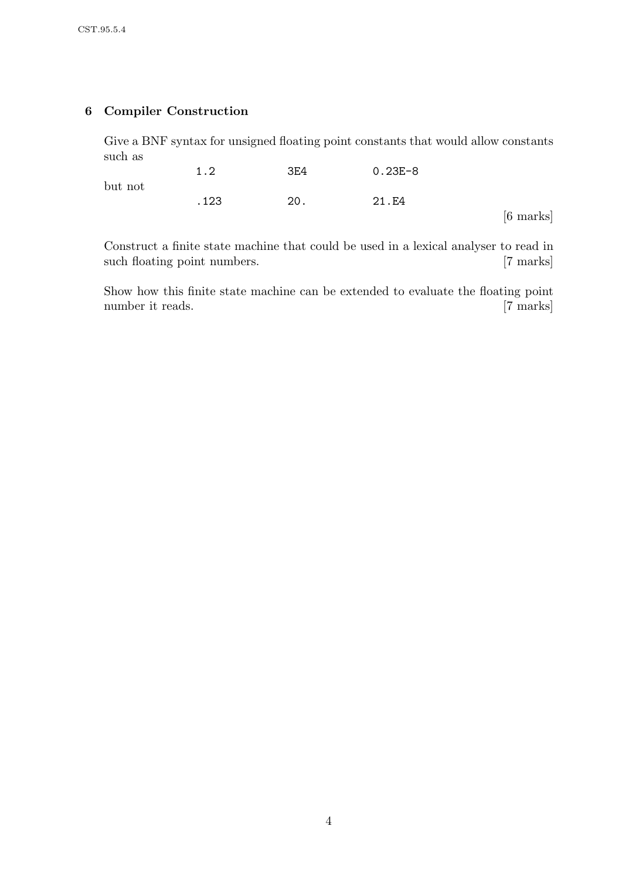## 6 Compiler Construction

Give a BNF syntax for unsigned floating point constants that would allow constants such as

```
1.2          3E4          0.23E-8
```

but not

```
.123         20.          21.E4
```

[6 marks]

Construct a finite state machine that could be used in a lexical analyser to read in such floating point numbers. [7 marks]

Show how this finite state machine can be extended to evaluate the floating point number it reads. [7 marks]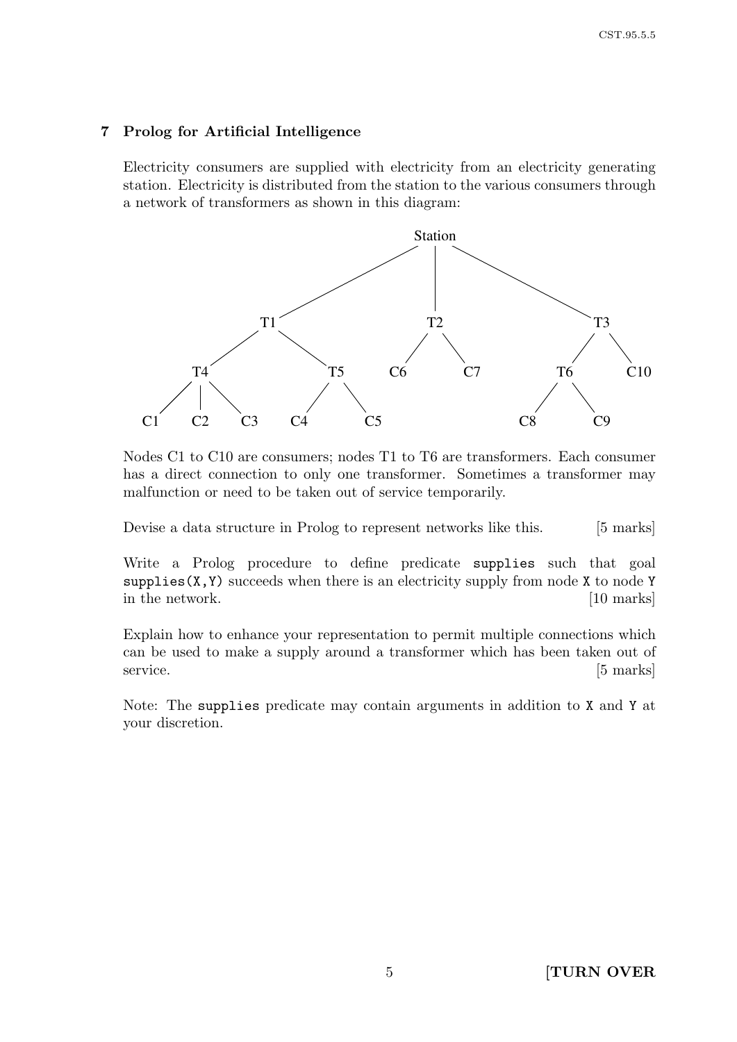## 7 Prolog for Artificial Intelligence

Electricity consumers are supplied with electricity from an electricity generating station. Electricity is distributed from the station to the various consumers through a network of transformers as shown in this diagram:

Station

T1

T2

T3

T4

T5

C6

C7

T6

C10

C1

C2

C3

C4

C5

C8

C9

Nodes C1 to C10 are consumers; nodes T1 to T6 are transformers. Each consumer has a direct connection to only one transformer. Sometimes a transformer may malfunction or need to be taken out of service temporarily.

Devise a data structure in Prolog to represent networks like this. [5 marks]

Write a Prolog procedure to define predicate `supplies` such that goal `supplies(X,Y)` succeeds when there is an electricity supply from node `X` to node `Y` in the network. [10 marks]

Explain how to enhance your representation to permit multiple connections which can be used to make a supply around a transformer which has been taken out of service. [5 marks]

Note: The `supplies` predicate may contain arguments in addition to `X` and `Y` at your discretion.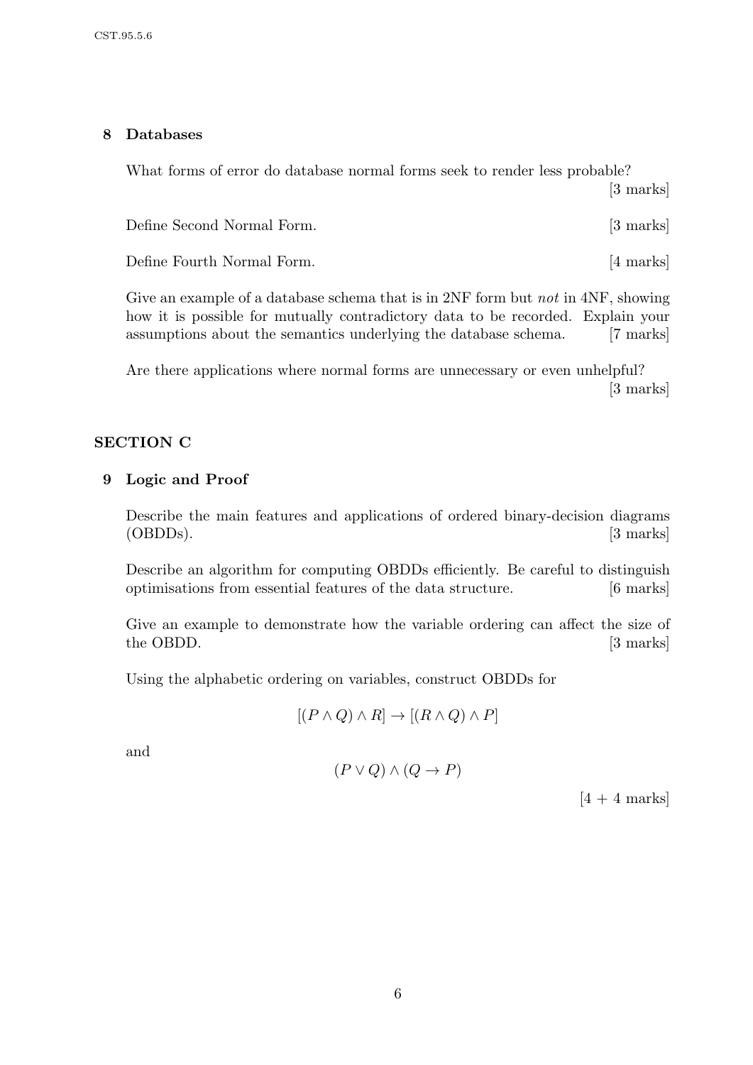## 8 Databases

What forms of error do database normal forms seek to render less probable? [3 marks]

Define Second Normal Form. [3 marks]

Define Fourth Normal Form. [4 marks]

Give an example of a database schema that is in 2NF form but *not* in 4NF, showing how it is possible for mutually contradictory data to be recorded. Explain your assumptions about the semantics underlying the database schema. [7 marks]

Are there applications where normal forms are unnecessary or even unhelpful? [3 marks]

# SECTION C

## 9 Logic and Proof

Describe the main features and applications of ordered binary-decision diagrams (OBDDs). [3 marks]

Describe an algorithm for computing OBDDs efficiently. Be careful to distinguish optimisations from essential features of the data structure. [6 marks]

Give an example to demonstrate how the variable ordering can affect the size of the OBDD. [3 marks]

Using the alphabetic ordering on variables, construct OBDDs for

$$[(P \land Q) \land R] \to [(R \land Q) \land P]$$

and

$$(P \lor Q) \land (Q \to P)$$

[4 + 4 marks]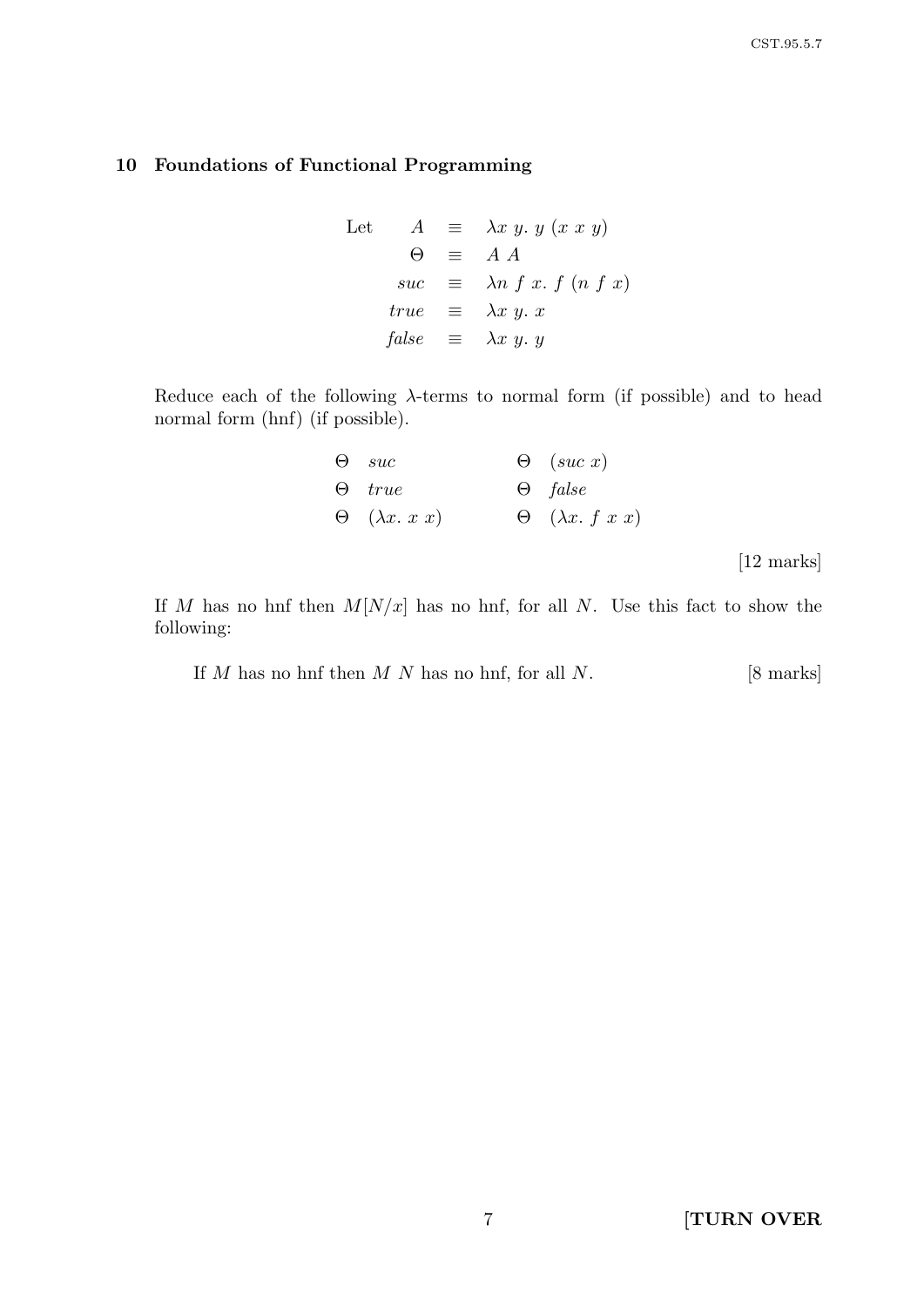## 10 Foundations of Functional Programming

$$
\begin{array}{lrcl}
\text{Let} & A & \equiv & \lambda x\ y.\ y\ (x\ x\ y) \\
 & \Theta & \equiv & A\ A \\
 & suc & \equiv & \lambda n\ f\ x.\ f\ (n\ f\ x) \\
 & true & \equiv & \lambda x\ y.\ x \\
 & false & \equiv & \lambda x\ y.\ y
\end{array}
$$

Reduce each of the following $\lambda$-terms to normal form (if possible) and to head normal form (hnf) (if possible).

$$
\begin{array}{ll}
\Theta\ \ suc & \Theta\ \ (suc\ x) \\
\Theta\ \ true & \Theta\ \ false \\
\Theta\ \ (\lambda x.\ x\ x) & \Theta\ \ (\lambda x.\ f\ x\ x)
\end{array}
$$

[12 marks]

If $M$ has no hnf then $M[N/x]$ has no hnf, for all $N$. Use this fact to show the following:

If $M$ has no hnf then $M\ N$ has no hnf, for all $N$. [8 marks]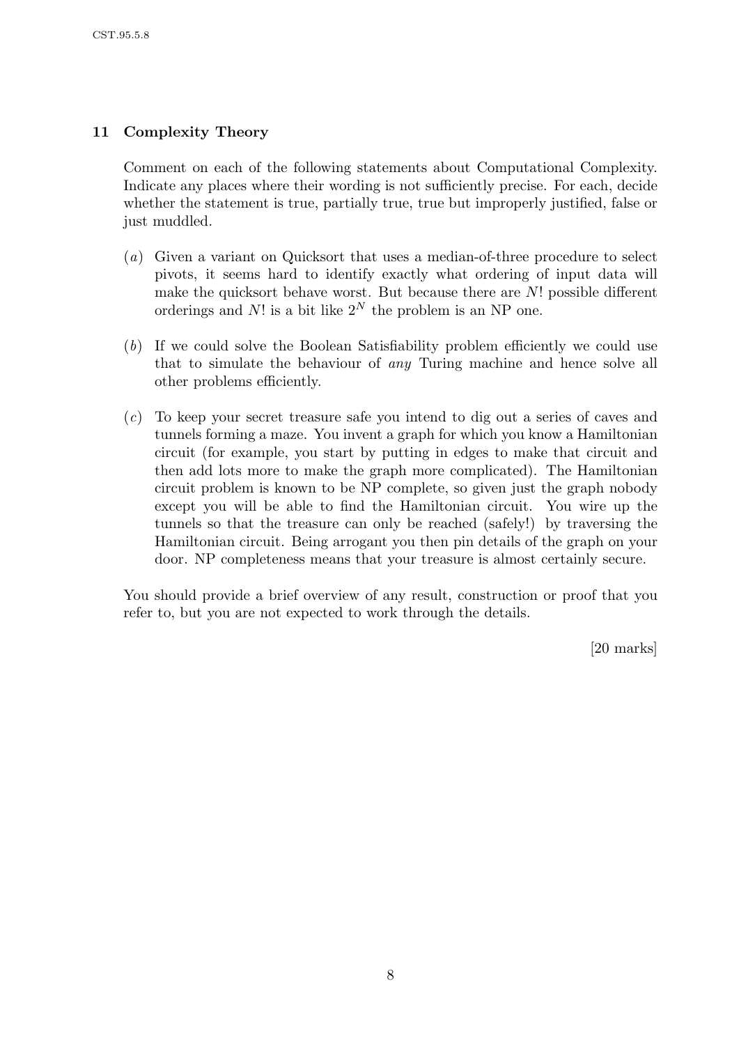## 11 Complexity Theory

Comment on each of the following statements about Computational Complexity. Indicate any places where their wording is not sufficiently precise. For each, decide whether the statement is true, partially true, true but improperly justified, false or just muddled.

(*a*) Given a variant on Quicksort that uses a median-of-three procedure to select pivots, it seems hard to identify exactly what ordering of input data will make the quicksort behave worst. But because there are $N!$ possible different orderings and $N!$ is a bit like $2^N$ the problem is an NP one.

(*b*) If we could solve the Boolean Satisfiability problem efficiently we could use that to simulate the behaviour of *any* Turing machine and hence solve all other problems efficiently.

(*c*) To keep your secret treasure safe you intend to dig out a series of caves and tunnels forming a maze. You invent a graph for which you know a Hamiltonian circuit (for example, you start by putting in edges to make that circuit and then add lots more to make the graph more complicated). The Hamiltonian circuit problem is known to be NP complete, so given just the graph nobody except you will be able to find the Hamiltonian circuit. You wire up the tunnels so that the treasure can only be reached (safely!) by traversing the Hamiltonian circuit. Being arrogant you then pin details of the graph on your door. NP completeness means that your treasure is almost certainly secure.

You should provide a brief overview of any result, construction or proof that you refer to, but you are not expected to work through the details.

[20 marks]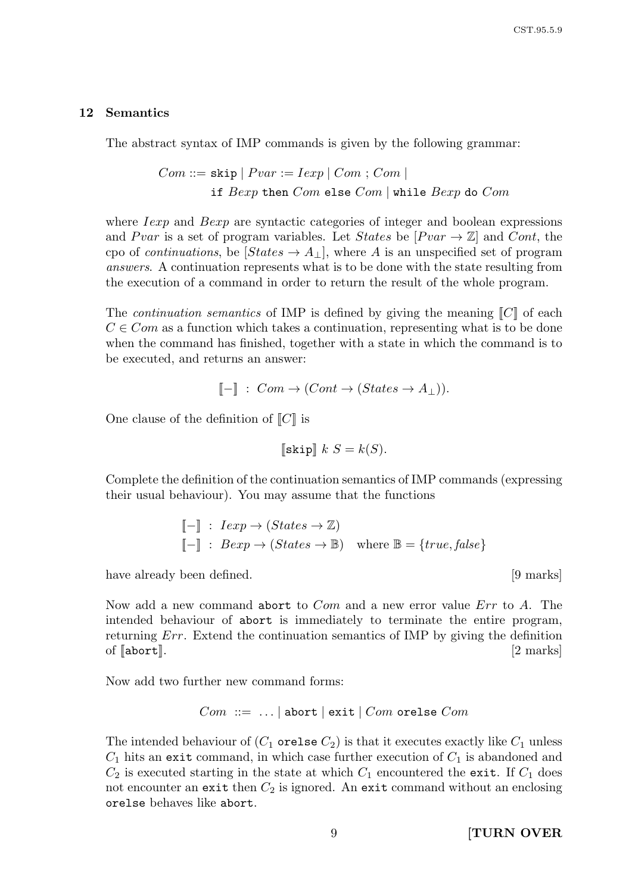## 12 Semantics

The abstract syntax of IMP commands is given by the following grammar:

$$\begin{aligned} Com ::= &\ \texttt{skip} \mid Pvar := Iexp \mid Com \ ; Com \mid \\ &\ \texttt{if}\ Bexp\ \texttt{then}\ Com\ \texttt{else}\ Com \mid \texttt{while}\ Bexp\ \texttt{do}\ Com \end{aligned}$$

where *Iexp* and *Bexp* are syntactic categories of integer and boolean expressions and *Pvar* is a set of program variables. Let *States* be $[Pvar \to \mathbb{Z}]$ and *Cont*, the cpo of *continuations*, be $[States \to A_\perp]$, where $A$ is an unspecified set of program *answers*. A continuation represents what is to be done with the state resulting from the execution of a command in order to return the result of the whole program.

The *continuation semantics* of IMP is defined by giving the meaning $[\![C]\!]$ of each $C \in Com$ as a function which takes a continuation, representing what is to be done when the command has finished, together with a state in which the command is to be executed, and returns an answer:

$$[\![-]\!] \ : \ Com \to (Cont \to (States \to A_\perp)).$$

One clause of the definition of $[\![C]\!]$ is

$$[\![\texttt{skip}]\!] \ k \ S = k(S).$$

Complete the definition of the continuation semantics of IMP commands (expressing their usual behaviour). You may assume that the functions

$$\begin{aligned} [\![-]\!] &\ : \ Iexp \to (States \to \mathbb{Z}) \\ [\![-]\!] &\ : \ Bexp \to (States \to \mathbb{B}) \quad \text{where } \mathbb{B} = \{true, false\} \end{aligned}$$

have already been defined. [9 marks]

Now add a new command `abort` to *Com* and a new error value *Err* to $A$. The intended behaviour of `abort` is immediately to terminate the entire program, returning *Err*. Extend the continuation semantics of IMP by giving the definition of $[\![\texttt{abort}]\!]$. [2 marks]

Now add two further new command forms:

$$Com \ ::= \ \ldots \mid \texttt{abort} \mid \texttt{exit} \mid Com\ \texttt{orelse}\ Com$$

The intended behaviour of ($C_1$ `orelse` $C_2$) is that it executes exactly like $C_1$ unless $C_1$ hits an `exit` command, in which case further execution of $C_1$ is abandoned and $C_2$ is executed starting in the state at which $C_1$ encountered the `exit`. If $C_1$ does not encounter an `exit` then $C_2$ is ignored. An `exit` command without an enclosing `orelse` behaves like `abort`.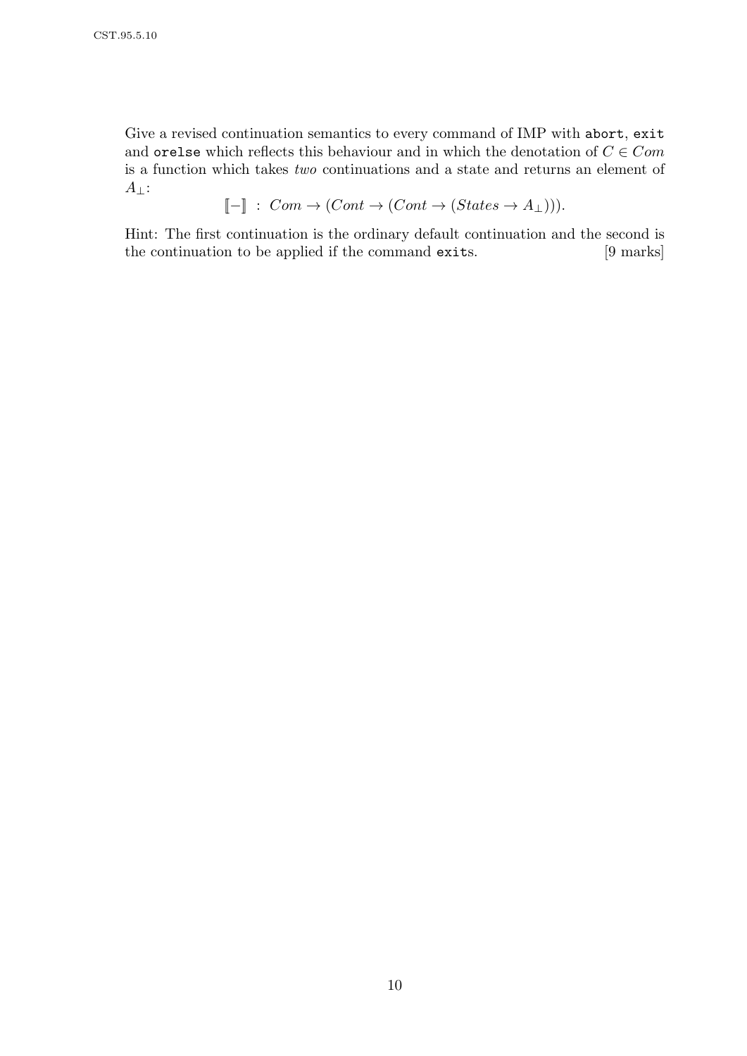Give a revised continuation semantics to every command of IMP with `abort`, `exit` and `orelse` which reflects this behaviour and in which the denotation of $C \in Com$ is a function which takes *two* continuations and a state and returns an element of $A_\perp$:

$$[\![-]\!] \;:\; Com \to (Cont \to (Cont \to (States \to A_\perp))).$$

Hint: The first continuation is the ordinary default continuation and the second is the continuation to be applied if the command `exit`s. [9 marks]